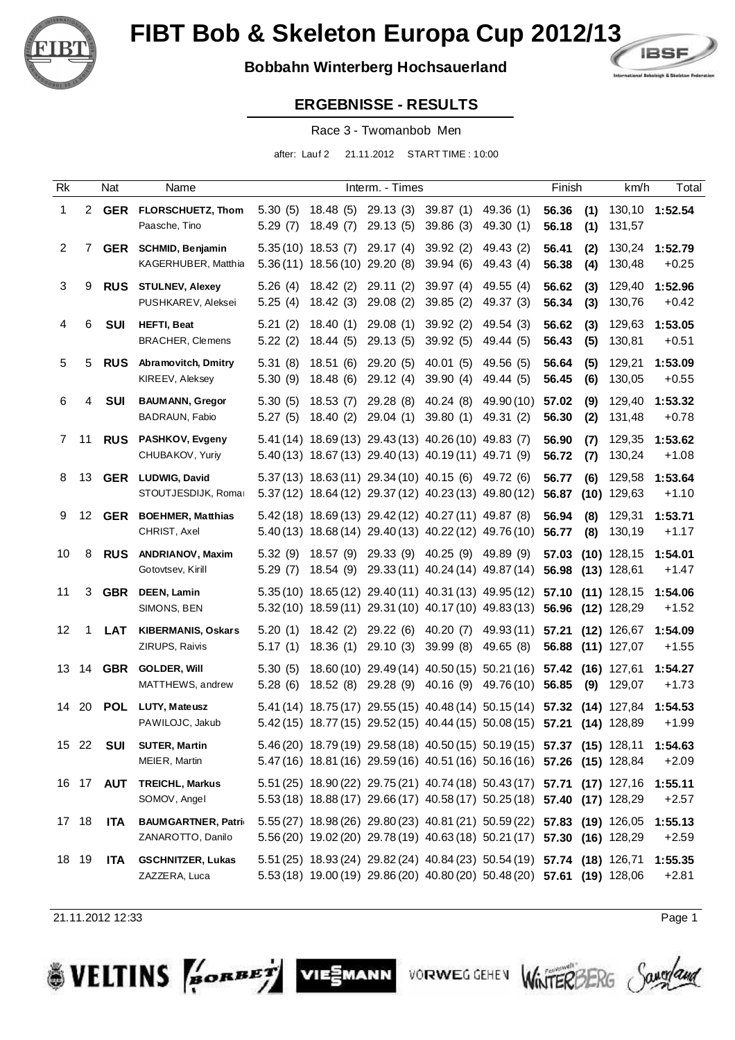# FIBT Bob & Skeleton Europa Cup 2012/13

**Bobbahn Winterberg Hochsauerland**

## ERGEBNISSE - RESULTS

Race 3 - Twomanbob Men

after: Lauf 2 21.11.2012 START TIME : 10:00

| Rk | | Nat | Name | Interm. - Times | | | | | Finish | | km/h | Total |
|---|---|---|---|---|---|---|---|---|---|---|---|---|
| 1 | 2 | **GER** | **FLORSCHUETZ, Thom** | 5.30 (5) | 18.48 (5) | 29.13 (3) | 39.87 (1) | 49.36 (1) | **56.36** | **(1)** | 130,10 | **1:52.54** |
| | | | Paasche, Tino | 5.29 (7) | 18.49 (7) | 29.13 (5) | 39.86 (3) | 49.30 (1) | **56.18** | **(1)** | 131,57 | |
| 2 | 7 | **GER** | **SCHMID, Benjamin** | 5.35 (10) | 18.53 (7) | 29.17 (4) | 39.92 (2) | 49.43 (2) | **56.41** | **(2)** | 130,24 | **1:52.79** |
| | | | KAGERHUBER, Matthia | 5.36 (11) | 18.56 (10) | 29.20 (8) | 39.94 (6) | 49.43 (4) | **56.38** | **(4)** | 130,48 | +0.25 |
| 3 | 9 | **RUS** | **STULNEV, Alexey** | 5.26 (4) | 18.42 (2) | 29.11 (2) | 39.97 (4) | 49.55 (4) | **56.62** | **(3)** | 129,40 | **1:52.96** |
| | | | PUSHKAREV, Aleksei | 5.25 (4) | 18.42 (3) | 29.08 (2) | 39.85 (2) | 49.37 (3) | **56.34** | **(3)** | 130,76 | +0.42 |
| 4 | 6 | **SUI** | **HEFTI, Beat** | 5.21 (2) | 18.40 (1) | 29.08 (1) | 39.92 (2) | 49.54 (3) | **56.62** | **(3)** | 129,63 | **1:53.05** |
| | | | BRACHER, Clemens | 5.22 (2) | 18.44 (5) | 29.13 (5) | 39.92 (5) | 49.44 (5) | **56.43** | **(5)** | 130,81 | +0.51 |
| 5 | 5 | **RUS** | **Abramovitch, Dmitry** | 5.31 (8) | 18.51 (6) | 29.20 (5) | 40.01 (5) | 49.56 (5) | **56.64** | **(5)** | 129,21 | **1:53.09** |
| | | | KIREEV, Aleksey | 5.30 (9) | 18.48 (6) | 29.12 (4) | 39.90 (4) | 49.44 (5) | **56.45** | **(6)** | 130,05 | +0.55 |
| 6 | 4 | **SUI** | **BAUMANN, Gregor** | 5.30 (5) | 18.53 (7) | 29.28 (8) | 40.24 (8) | 49.90 (10) | **57.02** | **(9)** | 129,40 | **1:53.32** |
| | | | BADRAUN, Fabio | 5.27 (5) | 18.40 (2) | 29.04 (1) | 39.80 (1) | 49.31 (2) | **56.30** | **(2)** | 131,48 | +0.78 |
| 7 | 11 | **RUS** | **PASHKOV, Evgeny** | 5.41 (14) | 18.69 (13) | 29.43 (13) | 40.26 (10) | 49.83 (7) | **56.90** | **(7)** | 129,35 | **1:53.62** |
| | | | CHUBAKOV, Yuriy | 5.40 (13) | 18.67 (13) | 29.40 (13) | 40.19 (11) | 49.71 (9) | **56.72** | **(7)** | 130,24 | +1.08 |
| 8 | 13 | **GER** | **LUDWIG, David** | 5.37 (13) | 18.63 (11) | 29.34 (10) | 40.15 (6) | 49.72 (6) | **56.77** | **(6)** | 129,58 | **1:53.64** |
| | | | STOUTJESDIJK, Romai | 5.37 (12) | 18.64 (12) | 29.37 (12) | 40.23 (13) | 49.80 (12) | **56.87** | **(10)** | 129,63 | +1.10 |
| 9 | 12 | **GER** | **BOEHMER, Matthias** | 5.42 (18) | 18.69 (13) | 29.42 (12) | 40.27 (11) | 49.87 (8) | **56.94** | **(8)** | 129,31 | **1:53.71** |
| | | | CHRIST, Axel | 5.40 (13) | 18.68 (14) | 29.40 (13) | 40.22 (12) | 49.76 (10) | **56.77** | **(8)** | 130,19 | +1.17 |
| 10 | 8 | **RUS** | **ANDRIANOV, Maxim** | 5.32 (9) | 18.57 (9) | 29.33 (9) | 40.25 (9) | 49.89 (9) | **57.03** | **(10)** | 128,15 | **1:54.01** |
| | | | Gotovtsev, Kirill | 5.29 (7) | 18.54 (9) | 29.33 (11) | 40.24 (14) | 49.87 (14) | **56.98** | **(13)** | 128,61 | +1.47 |
| 11 | 3 | **GBR** | **DEEN, Lamin** | 5.35 (10) | 18.65 (12) | 29.40 (11) | 40.31 (13) | 49.95 (12) | **57.10** | **(11)** | 128,15 | **1:54.06** |
| | | | SIMONS, BEN | 5.32 (10) | 18.59 (11) | 29.31 (10) | 40.17 (10) | 49.83 (13) | **56.96** | **(12)** | 128,29 | +1.52 |
| 12 | 1 | **LAT** | **KIBERMANIS, Oskars** | 5.20 (1) | 18.42 (2) | 29.22 (6) | 40.20 (7) | 49.93 (11) | **57.21** | **(12)** | 126,67 | **1:54.09** |
| | | | ZIRUPS, Raivis | 5.17 (1) | 18.36 (1) | 29.10 (3) | 39.99 (8) | 49.65 (8) | **56.88** | **(11)** | 127,07 | +1.55 |
| 13 | 14 | **GBR** | **GOLDER, Will** | 5.30 (5) | 18.60 (10) | 29.49 (14) | 40.50 (15) | 50.21 (16) | **57.42** | **(16)** | 127,61 | **1:54.27** |
| | | | MATTHEWS, andrew | 5.28 (6) | 18.52 (8) | 29.28 (9) | 40.16 (9) | 49.76 (10) | **56.85** | **(9)** | 129,07 | +1.73 |
| 14 | 20 | **POL** | **LUTY, Mateusz** | 5.41 (14) | 18.75 (17) | 29.55 (15) | 40.48 (14) | 50.15 (14) | **57.32** | **(14)** | 127,84 | **1:54.53** |
| | | | PAWILOJC, Jakub | 5.42 (15) | 18.77 (15) | 29.52 (15) | 40.44 (15) | 50.08 (15) | **57.21** | **(14)** | 128,89 | +1.99 |
| 15 | 22 | **SUI** | **SUTER, Martin** | 5.46 (20) | 18.79 (19) | 29.58 (18) | 40.50 (15) | 50.19 (15) | **57.37** | **(15)** | 128,11 | **1:54.63** |
| | | | MEIER, Martin | 5.47 (16) | 18.81 (16) | 29.59 (16) | 40.51 (16) | 50.16 (16) | **57.26** | **(15)** | 128,84 | +2.09 |
| 16 | 17 | **AUT** | **TREICHL, Markus** | 5.51 (25) | 18.90 (22) | 29.75 (21) | 40.74 (18) | 50.43 (17) | **57.71** | **(17)** | 127,16 | **1:55.11** |
| | | | SOMOV, Angel | 5.53 (18) | 18.88 (17) | 29.66 (17) | 40.58 (17) | 50.25 (18) | **57.40** | **(17)** | 128,29 | +2.57 |
| 17 | 18 | **ITA** | **BAUMGARTNER, Patri** | 5.55 (27) | 18.98 (26) | 29.80 (23) | 40.81 (21) | 50.59 (22) | **57.83** | **(19)** | 126,05 | **1:55.13** |
| | | | ZANAROTTO, Danilo | 5.56 (20) | 19.02 (20) | 29.78 (19) | 40.63 (18) | 50.21 (17) | **57.30** | **(16)** | 128,29 | +2.59 |
| 18 | 19 | **ITA** | **GSCHNITZER, Lukas** | 5.51 (25) | 18.93 (24) | 29.82 (24) | 40.84 (23) | 50.54 (19) | **57.74** | **(18)** | 126,71 | **1:55.35** |
| | | | ZAZZERA, Luca | 5.53 (18) | 19.00 (19) | 29.86 (20) | 40.80 (20) | 50.48 (20) | **57.61** | **(19)** | 128,06 | +2.81 |

21.11.2012 12:33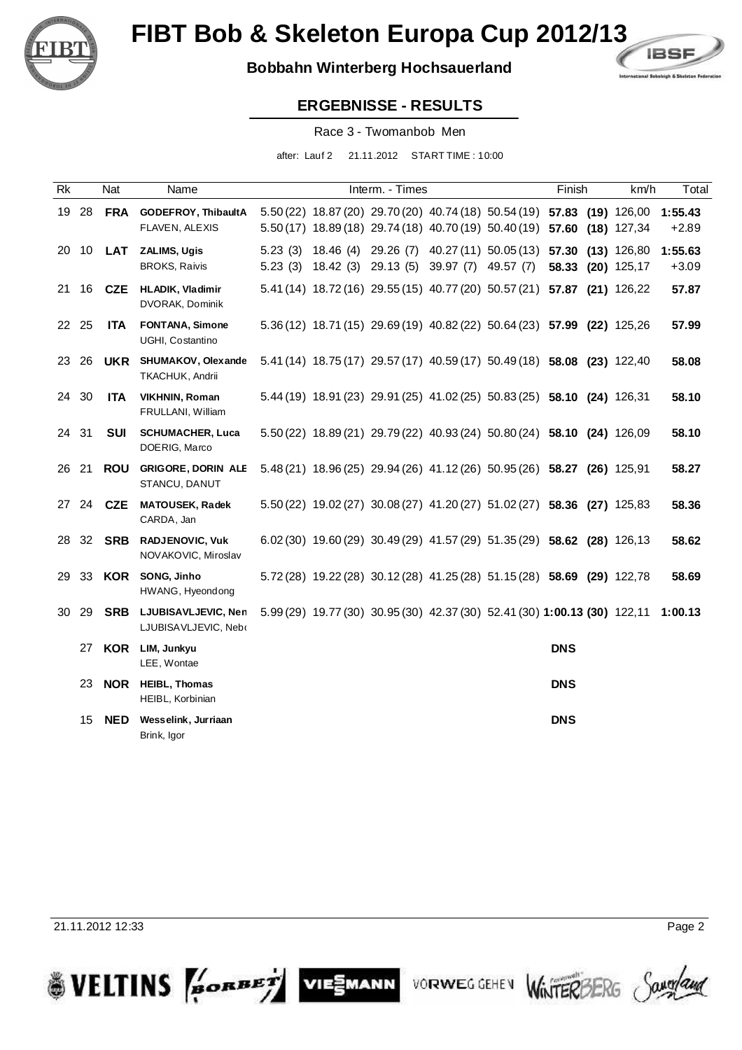# FIBT Bob & Skeleton Europa Cup 2012/13

**Bobbahn Winterberg Hochsauerland**

## ERGEBNISSE - RESULTS

Race 3 - Twomanbob Men

after: Lauf 2 21.11.2012 START TIME : 10:00

| Rk | | Nat | Name | Interm. - Times | | | | | Finish | km/h | Total |
|---|---|---|---|---|---|---|---|---|---|---|---|
| 19 | 28 | **FRA** | **GODEFROY, ThibaultA** | 5.50 (22) | 18.87 (20) | 29.70 (20) | 40.74 (18) | 50.54 (19) | **57.83 (19)** | 126,00 | **1:55.43** |
| | | | FLAVEN, ALEXIS | 5.50 (17) | 18.89 (18) | 29.74 (18) | 40.70 (19) | 50.40 (19) | **57.60 (18)** | 127,34 | +2.89 |
| 20 | 10 | **LAT** | **ZALIMS, Ugis** | 5.23 (3) | 18.46 (4) | 29.26 (7) | 40.27 (11) | 50.05 (13) | **57.30 (13)** | 126,80 | **1:55.63** |
| | | | BROKS, Raivis | 5.23 (3) | 18.42 (3) | 29.13 (5) | 39.97 (7) | 49.57 (7) | **58.33 (20)** | 125,17 | +3.09 |
| 21 | 16 | **CZE** | **HLADIK, Vladimir** | 5.41 (14) | 18.72 (16) | 29.55 (15) | 40.77 (20) | 50.57 (21) | **57.87 (21)** | 126,22 | **57.87** |
| | | | DVORAK, Dominik | | | | | | | | |
| 22 | 25 | **ITA** | **FONTANA, Simone** | 5.36 (12) | 18.71 (15) | 29.69 (19) | 40.82 (22) | 50.64 (23) | **57.99 (22)** | 125,26 | **57.99** |
| | | | UGHI, Costantino | | | | | | | | |
| 23 | 26 | **UKR** | **SHUMAKOV, Olexande** | 5.41 (14) | 18.75 (17) | 29.57 (17) | 40.59 (17) | 50.49 (18) | **58.08 (23)** | 122,40 | **58.08** |
| | | | TKACHUK, Andrii | | | | | | | | |
| 24 | 30 | **ITA** | **VIKHNIN, Roman** | 5.44 (19) | 18.91 (23) | 29.91 (25) | 41.02 (25) | 50.83 (25) | **58.10 (24)** | 126,31 | **58.10** |
| | | | FRULLANI, William | | | | | | | | |
| 24 | 31 | **SUI** | **SCHUMACHER, Luca** | 5.50 (22) | 18.89 (21) | 29.79 (22) | 40.93 (24) | 50.80 (24) | **58.10 (24)** | 126,09 | **58.10** |
| | | | DOERIG, Marco | | | | | | | | |
| 26 | 21 | **ROU** | **GRIGORE, DORIN ALE** | 5.48 (21) | 18.96 (25) | 29.94 (26) | 41.12 (26) | 50.95 (26) | **58.27 (26)** | 125,91 | **58.27** |
| | | | STANCU, DANUT | | | | | | | | |
| 27 | 24 | **CZE** | **MATOUSEK, Radek** | 5.50 (22) | 19.02 (27) | 30.08 (27) | 41.20 (27) | 51.02 (27) | **58.36 (27)** | 125,83 | **58.36** |
| | | | CARDA, Jan | | | | | | | | |
| 28 | 32 | **SRB** | **RADJENOVIC, Vuk** | 6.02 (30) | 19.60 (29) | 30.49 (29) | 41.57 (29) | 51.35 (29) | **58.62 (28)** | 126,13 | **58.62** |
| | | | NOVAKOVIC, Miroslav | | | | | | | | |
| 29 | 33 | **KOR** | **SONG, Jinho** | 5.72 (28) | 19.22 (28) | 30.12 (28) | 41.25 (28) | 51.15 (28) | **58.69 (29)** | 122,78 | **58.69** |
| | | | HWANG, Hyeondong | | | | | | | | |
| 30 | 29 | **SRB** | **LJUBISAVLJEVIC, Nen** | 5.99 (29) | 19.77 (30) | 30.95 (30) | 42.37 (30) | 52.41 (30) | **1:00.13 (30)** | 122,11 | **1:00.13** |
| | | | LJUBISAVLJEVIC, Nebo | | | | | | | | |
| | 27 | **KOR** | **LIM, Junkyu** | | | | | | **DNS** | | |
| | | | LEE, Wontae | | | | | | | | |
| | 23 | **NOR** | **HEIBL, Thomas** | | | | | | **DNS** | | |
| | | | HEIBL, Korbinian | | | | | | | | |
| | 15 | **NED** | **Wesselink, Jurriaan** | | | | | | **DNS** | | |
| | | | Brink, Igor | | | | | | | | |

21.11.2012 12:33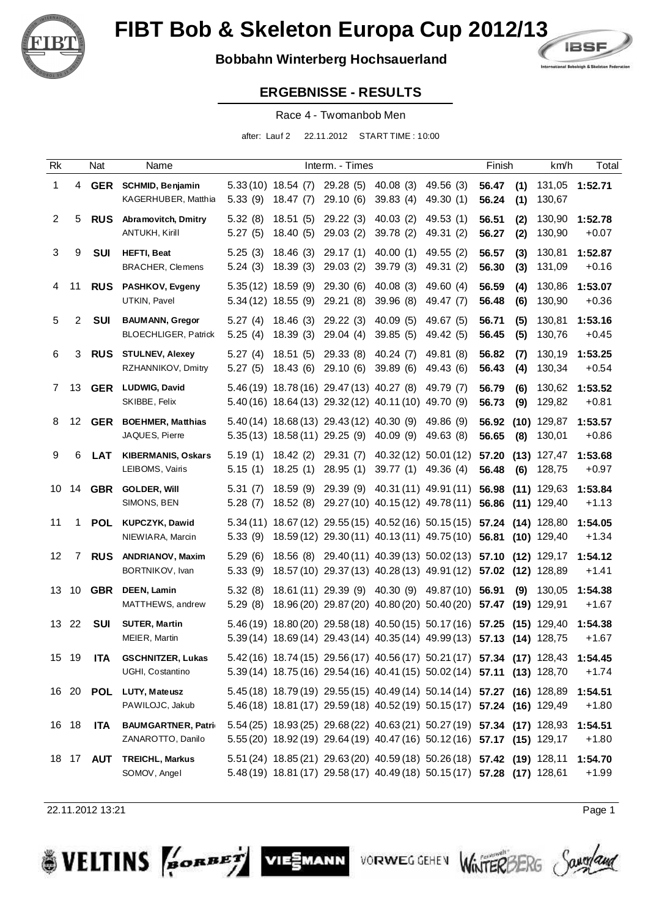# FIBT Bob & Skeleton Europa Cup 2012/13

**Bobbahn Winterberg Hochsauerland**

## ERGEBNISSE - RESULTS

Race 4 - Twomanbob Men

after: Lauf 2 22.11.2012 START TIME : 10:00

| Rk | | Nat | Name | Interm. - Times | | | | | Finish | | km/h | Total |
|---|---|---|---|---|---|---|---|---|---|---|---|---|
| 1 | 4 | **GER** | **SCHMID, Benjamin** | 5.33 (10) | 18.54 (7) | 29.28 (5) | 40.08 (3) | 49.56 (3) | **56.47** | **(1)** | 131,05 | **1:52.71** |
| | | | KAGERHUBER, Matthia | 5.33 (9) | 18.47 (7) | 29.10 (6) | 39.83 (4) | 49.30 (1) | **56.24** | **(1)** | 130,67 | |
| 2 | 5 | **RUS** | **Abramovitch, Dmitry** | 5.32 (8) | 18.51 (5) | 29.22 (3) | 40.03 (2) | 49.53 (1) | **56.51** | **(2)** | 130,90 | **1:52.78** |
| | | | ANTUKH, Kirill | 5.27 (5) | 18.40 (5) | 29.03 (2) | 39.78 (2) | 49.31 (2) | **56.27** | **(2)** | 130,90 | +0.07 |
| 3 | 9 | **SUI** | **HEFTI, Beat** | 5.25 (3) | 18.46 (3) | 29.17 (1) | 40.00 (1) | 49.55 (2) | **56.57** | **(3)** | 130,81 | **1:52.87** |
| | | | BRACHER, Clemens | 5.24 (3) | 18.39 (3) | 29.03 (2) | 39.79 (3) | 49.31 (2) | **56.30** | **(3)** | 131,09 | +0.16 |
| 4 | 11 | **RUS** | **PASHKOV, Evgeny** | 5.35 (12) | 18.59 (9) | 29.30 (6) | 40.08 (3) | 49.60 (4) | **56.59** | **(4)** | 130,86 | **1:53.07** |
| | | | UTKIN, Pavel | 5.34 (12) | 18.55 (9) | 29.21 (8) | 39.96 (8) | 49.47 (7) | **56.48** | **(6)** | 130,90 | +0.36 |
| 5 | 2 | **SUI** | **BAUMANN, Gregor** | 5.27 (4) | 18.46 (3) | 29.22 (3) | 40.09 (5) | 49.67 (5) | **56.71** | **(5)** | 130,81 | **1:53.16** |
| | | | BLOECHLIGER, Patrick | 5.25 (4) | 18.39 (3) | 29.04 (4) | 39.85 (5) | 49.42 (5) | **56.45** | **(5)** | 130,76 | +0.45 |
| 6 | 3 | **RUS** | **STULNEV, Alexey** | 5.27 (4) | 18.51 (5) | 29.33 (8) | 40.24 (7) | 49.81 (8) | **56.82** | **(7)** | 130,19 | **1:53.25** |
| | | | RZHANNIKOV, Dmitry | 5.27 (5) | 18.43 (6) | 29.10 (6) | 39.89 (6) | 49.43 (6) | **56.43** | **(4)** | 130,34 | +0.54 |
| 7 | 13 | **GER** | **LUDWIG, David** | 5.46 (19) | 18.78 (16) | 29.47 (13) | 40.27 (8) | 49.79 (7) | **56.79** | **(6)** | 130,62 | **1:53.52** |
| | | | SKIBBE, Felix | 5.40 (16) | 18.64 (13) | 29.32 (12) | 40.11 (10) | 49.70 (9) | **56.73** | **(9)** | 129,82 | +0.81 |
| 8 | 12 | **GER** | **BOEHMER, Matthias** | 5.40 (14) | 18.68 (13) | 29.43 (12) | 40.30 (9) | 49.86 (9) | **56.92** | **(10)** | 129,87 | **1:53.57** |
| | | | JAQUES, Pierre | 5.35 (13) | 18.58 (11) | 29.25 (9) | 40.09 (9) | 49.63 (8) | **56.65** | **(8)** | 130,01 | +0.86 |
| 9 | 6 | **LAT** | **KIBERMANIS, Oskars** | 5.19 (1) | 18.42 (2) | 29.31 (7) | 40.32 (12) | 50.01 (12) | **57.20** | **(13)** | 127,47 | **1:53.68** |
| | | | LEIBOMS, Vairis | 5.15 (1) | 18.25 (1) | 28.95 (1) | 39.77 (1) | 49.36 (4) | **56.48** | **(6)** | 128,75 | +0.97 |
| 10 | 14 | **GBR** | **GOLDER, Will** | 5.31 (7) | 18.59 (9) | 29.39 (9) | 40.31 (11) | 49.91 (11) | **56.98** | **(11)** | 129,63 | **1:53.84** |
| | | | SIMONS, BEN | 5.28 (7) | 18.52 (8) | 29.27 (10) | 40.15 (12) | 49.78 (11) | **56.86** | **(11)** | 129,40 | +1.13 |
| 11 | 1 | **POL** | **KUPCZYK, Dawid** | 5.34 (11) | 18.67 (12) | 29.55 (15) | 40.52 (16) | 50.15 (15) | **57.24** | **(14)** | 128,80 | **1:54.05** |
| | | | NIEWIARA, Marcin | 5.33 (9) | 18.59 (12) | 29.30 (11) | 40.13 (11) | 49.75 (10) | **56.81** | **(10)** | 129,40 | +1.34 |
| 12 | 7 | **RUS** | **ANDRIANOV, Maxim** | 5.29 (6) | 18.56 (8) | 29.40 (11) | 40.39 (13) | 50.02 (13) | **57.10** | **(12)** | 129,17 | **1:54.12** |
| | | | BORTNIKOV, Ivan | 5.33 (9) | 18.57 (10) | 29.37 (13) | 40.28 (13) | 49.91 (12) | **57.02** | **(12)** | 128,89 | +1.41 |
| 13 | 10 | **GBR** | **DEEN, Lamin** | 5.32 (8) | 18.61 (11) | 29.39 (9) | 40.30 (9) | 49.87 (10) | **56.91** | **(9)** | 130,05 | **1:54.38** |
| | | | MATTHEWS, andrew | 5.29 (8) | 18.96 (20) | 29.87 (20) | 40.80 (20) | 50.40 (20) | **57.47** | **(19)** | 129,91 | +1.67 |
| 13 | 22 | **SUI** | **SUTER, Martin** | 5.46 (19) | 18.80 (20) | 29.58 (18) | 40.50 (15) | 50.17 (16) | **57.25** | **(15)** | 129,40 | **1:54.38** |
| | | | MEIER, Martin | 5.39 (14) | 18.69 (14) | 29.43 (14) | 40.35 (14) | 49.99 (13) | **57.13** | **(14)** | 128,75 | +1.67 |
| 15 | 19 | **ITA** | **GSCHNITZER, Lukas** | 5.42 (16) | 18.74 (15) | 29.56 (17) | 40.56 (17) | 50.21 (17) | **57.34** | **(17)** | 128,43 | **1:54.45** |
| | | | UGHI, Costantino | 5.39 (14) | 18.75 (16) | 29.54 (16) | 40.41 (15) | 50.02 (14) | **57.11** | **(13)** | 128,70 | +1.74 |
| 16 | 20 | **POL** | **LUTY, Mateusz** | 5.45 (18) | 18.79 (19) | 29.55 (15) | 40.49 (14) | 50.14 (14) | **57.27** | **(16)** | 128,89 | **1:54.51** |
| | | | PAWILOJC, Jakub | 5.46 (18) | 18.81 (17) | 29.59 (18) | 40.52 (19) | 50.15 (17) | **57.24** | **(16)** | 129,49 | +1.80 |
| 16 | 18 | **ITA** | **BAUMGARTNER, Patri** | 5.54 (25) | 18.93 (25) | 29.68 (22) | 40.63 (21) | 50.27 (19) | **57.34** | **(17)** | 128,93 | **1:54.51** |
| | | | ZANAROTTO, Danilo | 5.55 (20) | 18.92 (19) | 29.64 (19) | 40.47 (16) | 50.12 (16) | **57.17** | **(15)** | 129,17 | +1.80 |
| 18 | 17 | **AUT** | **TREICHL, Markus** | 5.51 (24) | 18.85 (21) | 29.63 (20) | 40.59 (18) | 50.26 (18) | **57.42** | **(19)** | 128,11 | **1:54.70** |
| | | | SOMOV, Angel | 5.48 (19) | 18.81 (17) | 29.58 (17) | 40.49 (18) | 50.15 (17) | **57.28** | **(17)** | 128,61 | +1.99 |

22.11.2012 13:21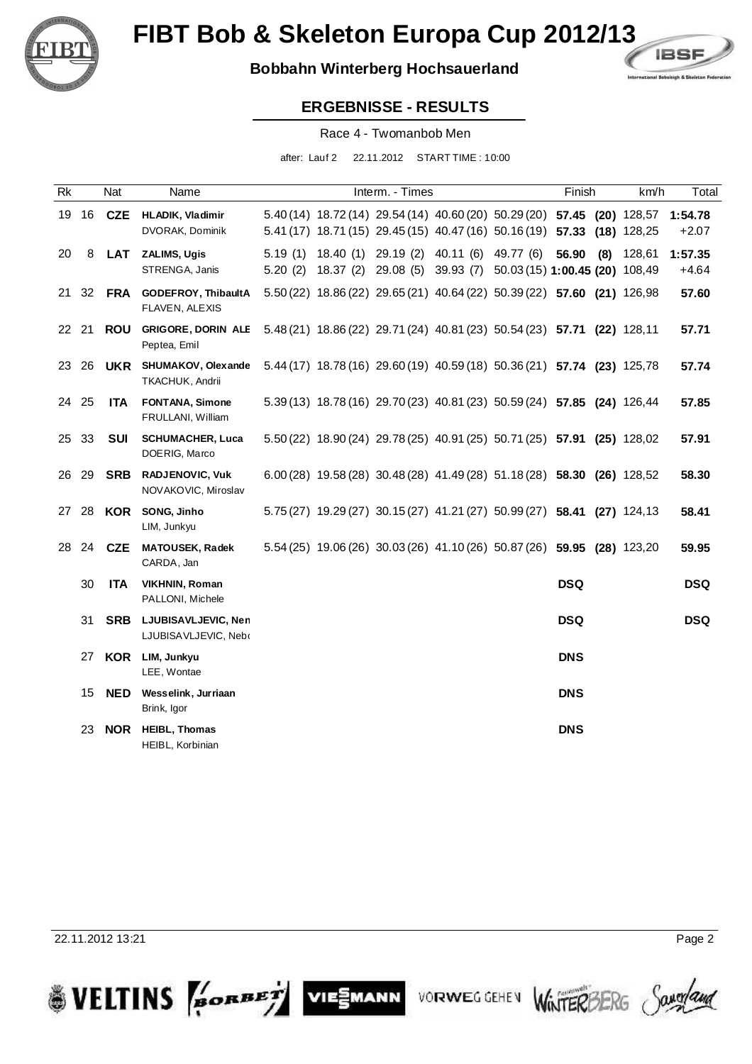# FIBT Bob & Skeleton Europa Cup 2012/13

**Bobbahn Winterberg Hochsauerland**

## ERGEBNISSE - RESULTS

Race 4 - Twomanbob Men

after: Lauf 2 22.11.2012 START TIME : 10:00

| Rk | | Nat | Name | Interm. - Times | | | | | Finish | km/h | Total |
|---|---|---|---|---|---|---|---|---|---|---|---|
| 19 | 16 | **CZE** | **HLADIK, Vladimir**<br>DVORAK, Dominik | 5.40 (14)<br>5.41 (17) | 18.72 (14)<br>18.71 (15) | 29.54 (14)<br>29.45 (15) | 40.60 (20)<br>40.47 (16) | 50.29 (20)<br>50.16 (19) | **57.45 (20)**<br>**57.33 (18)** | 128,57<br>128,25 | **1:54.78**<br>+2.07 |
| 20 | 8 | **LAT** | **ZALIMS, Ugis**<br>STRENGA, Janis | 5.19 (1)<br>5.20 (2) | 18.40 (1)<br>18.37 (2) | 29.19 (2)<br>29.08 (5) | 40.11 (6)<br>39.93 (7) | 49.77 (6)<br>50.03 (15) | **56.90 (8)**<br>**1:00.45 (20)** | 128,61<br>108,49 | **1:57.35**<br>+4.64 |
| 21 | 32 | **FRA** | **GODEFROY, ThibaultA**<br>FLAVEN, ALEXIS | 5.50 (22) | 18.86 (22) | 29.65 (21) | 40.64 (22) | 50.39 (22) | **57.60 (21)** | 126,98 | **57.60** |
| 22 | 21 | **ROU** | **GRIGORE, DORIN ALE**<br>Peptea, Emil | 5.48 (21) | 18.86 (22) | 29.71 (24) | 40.81 (23) | 50.54 (23) | **57.71 (22)** | 128,11 | **57.71** |
| 23 | 26 | **UKR** | **SHUMAKOV, Olexande**<br>TKACHUK, Andrii | 5.44 (17) | 18.78 (16) | 29.60 (19) | 40.59 (18) | 50.36 (21) | **57.74 (23)** | 125,78 | **57.74** |
| 24 | 25 | **ITA** | **FONTANA, Simone**<br>FRULLANI, William | 5.39 (13) | 18.78 (16) | 29.70 (23) | 40.81 (23) | 50.59 (24) | **57.85 (24)** | 126,44 | **57.85** |
| 25 | 33 | **SUI** | **SCHUMACHER, Luca**<br>DOERIG, Marco | 5.50 (22) | 18.90 (24) | 29.78 (25) | 40.91 (25) | 50.71 (25) | **57.91 (25)** | 128,02 | **57.91** |
| 26 | 29 | **SRB** | **RADJENOVIC, Vuk**<br>NOVAKOVIC, Miroslav | 6.00 (28) | 19.58 (28) | 30.48 (28) | 41.49 (28) | 51.18 (28) | **58.30 (26)** | 128,52 | **58.30** |
| 27 | 28 | **KOR** | **SONG, Jinho**<br>LIM, Junkyu | 5.75 (27) | 19.29 (27) | 30.15 (27) | 41.21 (27) | 50.99 (27) | **58.41 (27)** | 124,13 | **58.41** |
| 28 | 24 | **CZE** | **MATOUSEK, Radek**<br>CARDA, Jan | 5.54 (25) | 19.06 (26) | 30.03 (26) | 41.10 (26) | 50.87 (26) | **59.95 (28)** | 123,20 | **59.95** |
| | 30 | **ITA** | **VIKHNIN, Roman**<br>PALLONI, Michele | | | | | | **DSQ** | | **DSQ** |
| | 31 | **SRB** | **LJUBISAVLJEVIC, Nen**<br>LJUBISAVLJEVIC, Nebo | | | | | | **DSQ** | | **DSQ** |
| | 27 | **KOR** | **LIM, Junkyu**<br>LEE, Wontae | | | | | | **DNS** | | |
| | 15 | **NED** | **Wesselink, Jurriaan**<br>Brink, Igor | | | | | | **DNS** | | |
| | 23 | **NOR** | **HEIBL, Thomas**<br>HEIBL, Korbinian | | | | | | **DNS** | | |

22.11.2012 13:21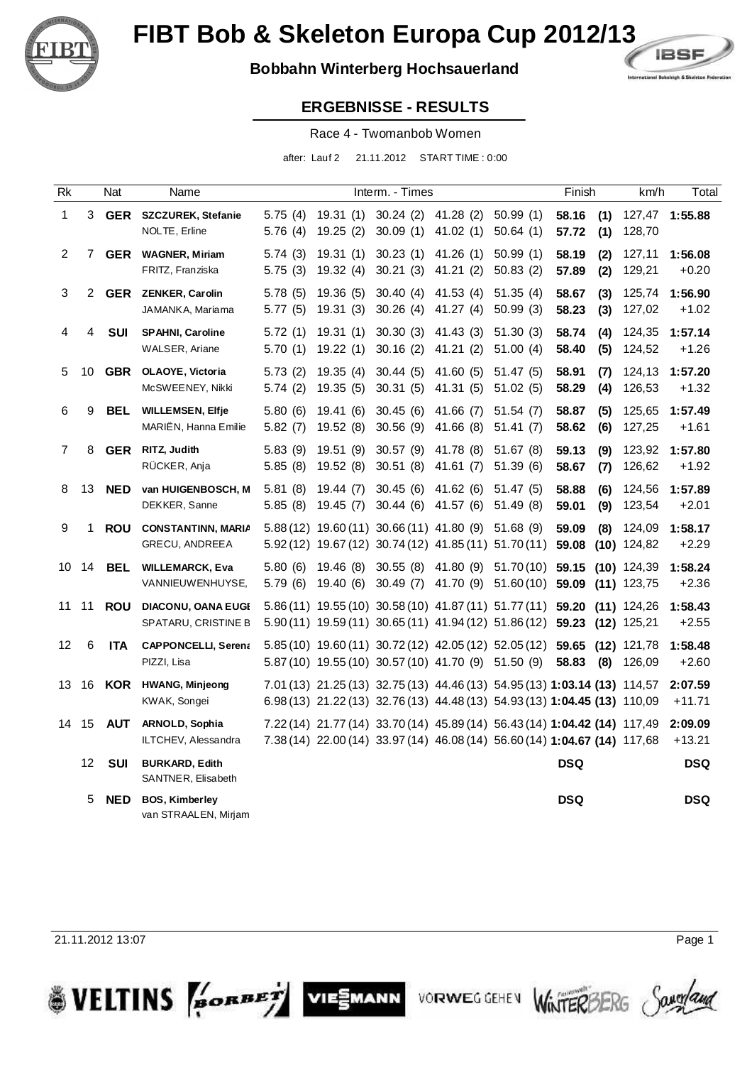# FIBT Bob & Skeleton Europa Cup 2012/13

**Bobbahn Winterberg Hochsauerland**

## ERGEBNISSE - RESULTS

Race 4 - Twomanbob Women

after: Lauf 2 21.11.2012 START TIME : 0:00

| Rk | | Nat | Name | Interm. - Times | | | | | Finish | | km/h | Total |
|---|---|---|---|---|---|---|---|---|---|---|---|---|
| 1 | 3 | **GER** | **SZCZUREK, Stefanie** | 5.75 (4) | 19.31 (1) | 30.24 (2) | 41.28 (2) | 50.99 (1) | **58.16** | **(1)** | 127,47 | **1:55.88** |
| | | | NOLTE, Erline | 5.76 (4) | 19.25 (2) | 30.09 (1) | 41.02 (1) | 50.64 (1) | **57.72** | **(1)** | 128,70 | |
| 2 | 7 | **GER** | **WAGNER, Miriam** | 5.74 (3) | 19.31 (1) | 30.23 (1) | 41.26 (1) | 50.99 (1) | **58.19** | **(2)** | 127,11 | **1:56.08** |
| | | | FRITZ, Franziska | 5.75 (3) | 19.32 (4) | 30.21 (3) | 41.21 (2) | 50.83 (2) | **57.89** | **(2)** | 129,21 | +0.20 |
| 3 | 2 | **GER** | **ZENKER, Carolin** | 5.78 (5) | 19.36 (5) | 30.40 (4) | 41.53 (4) | 51.35 (4) | **58.67** | **(3)** | 125,74 | **1:56.90** |
| | | | JAMANKA, Mariama | 5.77 (5) | 19.31 (3) | 30.26 (4) | 41.27 (4) | 50.99 (3) | **58.23** | **(3)** | 127,02 | +1.02 |
| 4 | 4 | **SUI** | **SPAHNI, Caroline** | 5.72 (1) | 19.31 (1) | 30.30 (3) | 41.43 (3) | 51.30 (3) | **58.74** | **(4)** | 124,35 | **1:57.14** |
| | | | WALSER, Ariane | 5.70 (1) | 19.22 (1) | 30.16 (2) | 41.21 (2) | 51.00 (4) | **58.40** | **(5)** | 124,52 | +1.26 |
| 5 | 10 | **GBR** | **OLAOYE, Victoria** | 5.73 (2) | 19.35 (4) | 30.44 (5) | 41.60 (5) | 51.47 (5) | **58.91** | **(7)** | 124,13 | **1:57.20** |
| | | | McSWEENEY, Nikki | 5.74 (2) | 19.35 (5) | 30.31 (5) | 41.31 (5) | 51.02 (5) | **58.29** | **(4)** | 126,53 | +1.32 |
| 6 | 9 | **BEL** | **WILLEMSEN, Elfje** | 5.80 (6) | 19.41 (6) | 30.45 (6) | 41.66 (7) | 51.54 (7) | **58.87** | **(5)** | 125,65 | **1:57.49** |
| | | | MARIËN, Hanna Emilie | 5.82 (7) | 19.52 (8) | 30.56 (9) | 41.66 (8) | 51.41 (7) | **58.62** | **(6)** | 127,25 | +1.61 |
| 7 | 8 | **GER** | **RITZ, Judith** | 5.83 (9) | 19.51 (9) | 30.57 (9) | 41.78 (8) | 51.67 (8) | **59.13** | **(9)** | 123,92 | **1:57.80** |
| | | | RÜCKER, Anja | 5.85 (8) | 19.52 (8) | 30.51 (8) | 41.61 (7) | 51.39 (6) | **58.67** | **(7)** | 126,62 | +1.92 |
| 8 | 13 | **NED** | **van HUIGENBOSCH, M** | 5.81 (8) | 19.44 (7) | 30.45 (6) | 41.62 (6) | 51.47 (5) | **58.88** | **(6)** | 124,56 | **1:57.89** |
| | | | DEKKER, Sanne | 5.85 (8) | 19.45 (7) | 30.44 (6) | 41.57 (6) | 51.49 (8) | **59.01** | **(9)** | 123,54 | +2.01 |
| 9 | 1 | **ROU** | **CONSTANTINN, MARIA** | 5.88 (12) | 19.60 (11) | 30.66 (11) | 41.80 (9) | 51.68 (9) | **59.09** | **(8)** | 124,09 | **1:58.17** |
| | | | GRECU, ANDREEA | 5.92 (12) | 19.67 (12) | 30.74 (12) | 41.85 (11) | 51.70 (11) | **59.08** | **(10)** | 124,82 | +2.29 |
| 10 | 14 | **BEL** | **WILLEMARCK, Eva** | 5.80 (6) | 19.46 (8) | 30.55 (8) | 41.80 (9) | 51.70 (10) | **59.15** | **(10)** | 124,39 | **1:58.24** |
| | | | VANNIEUWENHUYSE, | 5.79 (6) | 19.40 (6) | 30.49 (7) | 41.70 (9) | 51.60 (10) | **59.09** | **(11)** | 123,75 | +2.36 |
| 11 | 11 | **ROU** | **DIACONU, OANA EUGI** | 5.86 (11) | 19.55 (10) | 30.58 (10) | 41.87 (11) | 51.77 (11) | **59.20** | **(11)** | 124,26 | **1:58.43** |
| | | | SPATARU, CRISTINE B | 5.90 (11) | 19.59 (11) | 30.65 (11) | 41.94 (12) | 51.86 (12) | **59.23** | **(12)** | 125,21 | +2.55 |
| 12 | 6 | **ITA** | **CAPPONCELLI, Serena** | 5.85 (10) | 19.60 (11) | 30.72 (12) | 42.05 (12) | 52.05 (12) | **59.65** | **(12)** | 121,78 | **1:58.48** |
| | | | PIZZI, Lisa | 5.87 (10) | 19.55 (10) | 30.57 (10) | 41.70 (9) | 51.50 (9) | **58.83** | **(8)** | 126,09 | +2.60 |
| 13 | 16 | **KOR** | **HWANG, Minjeong** | 7.01 (13) | 21.25 (13) | 32.75 (13) | 44.46 (13) | 54.95 (13) | **1:03.14** | **(13)** | 114,57 | **2:07.59** |
| | | | KWAK, Songei | 6.98 (13) | 21.22 (13) | 32.76 (13) | 44.48 (13) | 54.93 (13) | **1:04.45** | **(13)** | 110,09 | +11.71 |
| 14 | 15 | **AUT** | **ARNOLD, Sophia** | 7.22 (14) | 21.77 (14) | 33.70 (14) | 45.89 (14) | 56.43 (14) | **1:04.42** | **(14)** | 117,49 | **2:09.09** |
| | | | ILTCHEV, Alessandra | 7.38 (14) | 22.00 (14) | 33.97 (14) | 46.08 (14) | 56.60 (14) | **1:04.67** | **(14)** | 117,68 | +13.21 |
| | 12 | **SUI** | **BURKARD, Edith** | | | | | | **DSQ** | | | **DSQ** |
| | | | SANTNER, Elisabeth | | | | | | | | | |
| | 5 | **NED** | **BOS, Kimberley** | | | | | | **DSQ** | | | **DSQ** |
| | | | van STRAALEN, Mirjam | | | | | | | | | |

21.11.2012 13:07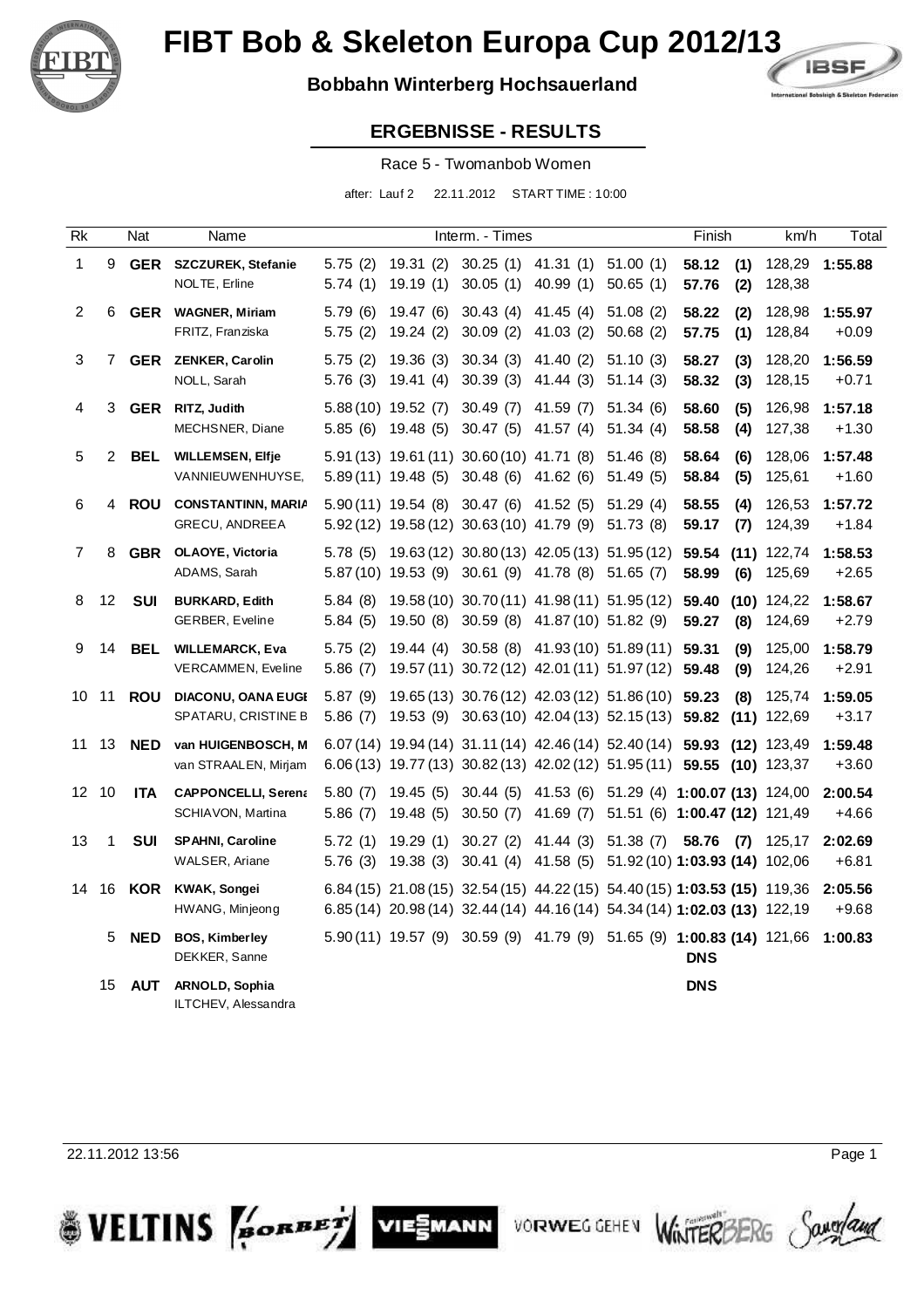# FIBT Bob & Skeleton Europa Cup 2012/13

**Bobbahn Winterberg Hochsauerland**

## ERGEBNISSE - RESULTS

Race 5 - Twomanbob Women

after: Lauf 2 22.11.2012 START TIME : 10:00

| Rk | | Nat | Name | Interm. - Times | | | | | Finish | | km/h | Total |
|---|---|---|---|---|---|---|---|---|---|---|---|---|
| 1 | 9 | **GER** | **SZCZUREK, Stefanie** | 5.75 (2) | 19.31 (2) | 30.25 (1) | 41.31 (1) | 51.00 (1) | **58.12** | **(1)** | 128,29 | **1:55.88** |
| | | | NOLTE, Erline | 5.74 (1) | 19.19 (1) | 30.05 (1) | 40.99 (1) | 50.65 (1) | **57.76** | **(2)** | 128,38 | |
| 2 | 6 | **GER** | **WAGNER, Miriam** | 5.79 (6) | 19.47 (6) | 30.43 (4) | 41.45 (4) | 51.08 (2) | **58.22** | **(2)** | 128,98 | **1:55.97** |
| | | | FRITZ, Franziska | 5.75 (2) | 19.24 (2) | 30.09 (2) | 41.03 (2) | 50.68 (2) | **57.75** | **(1)** | 128,84 | +0.09 |
| 3 | 7 | **GER** | **ZENKER, Carolin** | 5.75 (2) | 19.36 (3) | 30.34 (3) | 41.40 (2) | 51.10 (3) | **58.27** | **(3)** | 128,20 | **1:56.59** |
| | | | NOLL, Sarah | 5.76 (3) | 19.41 (4) | 30.39 (3) | 41.44 (3) | 51.14 (3) | **58.32** | **(3)** | 128,15 | +0.71 |
| 4 | 3 | **GER** | **RITZ, Judith** | 5.88 (10) | 19.52 (7) | 30.49 (7) | 41.59 (7) | 51.34 (6) | **58.60** | **(5)** | 126,98 | **1:57.18** |
| | | | MECHSNER, Diane | 5.85 (6) | 19.48 (5) | 30.47 (5) | 41.57 (4) | 51.34 (4) | **58.58** | **(4)** | 127,38 | +1.30 |
| 5 | 2 | **BEL** | **WILLEMSEN, Elfje** | 5.91 (13) | 19.61 (11) | 30.60 (10) | 41.71 (8) | 51.46 (8) | **58.64** | **(6)** | 128,06 | **1:57.48** |
| | | | VANNIEUWENHUYSE, | 5.89 (11) | 19.48 (5) | 30.48 (6) | 41.62 (6) | 51.49 (5) | **58.84** | **(5)** | 125,61 | +1.60 |
| 6 | 4 | **ROU** | **CONSTANTINN, MARIA** | 5.90 (11) | 19.54 (8) | 30.47 (6) | 41.52 (5) | 51.29 (4) | **58.55** | **(4)** | 126,53 | **1:57.72** |
| | | | GRECU, ANDREEA | 5.92 (12) | 19.58 (12) | 30.63 (10) | 41.79 (9) | 51.73 (8) | **59.17** | **(7)** | 124,39 | +1.84 |
| 7 | 8 | **GBR** | **OLAOYE, Victoria** | 5.78 (5) | 19.63 (12) | 30.80 (13) | 42.05 (13) | 51.95 (12) | **59.54** | **(11)** | 122,74 | **1:58.53** |
| | | | ADAMS, Sarah | 5.87 (10) | 19.53 (9) | 30.61 (9) | 41.78 (8) | 51.65 (7) | **58.99** | **(6)** | 125,69 | +2.65 |
| 8 | 12 | **SUI** | **BURKARD, Edith** | 5.84 (8) | 19.58 (10) | 30.70 (11) | 41.98 (11) | 51.95 (12) | **59.40** | **(10)** | 124,22 | **1:58.67** |
| | | | GERBER, Eveline | 5.84 (5) | 19.50 (8) | 30.59 (8) | 41.87 (10) | 51.82 (9) | **59.27** | **(8)** | 124,69 | +2.79 |
| 9 | 14 | **BEL** | **WILLEMARCK, Eva** | 5.75 (2) | 19.44 (4) | 30.58 (8) | 41.93 (10) | 51.89 (11) | **59.31** | **(9)** | 125,00 | **1:58.79** |
| | | | VERCAMMEN, Eveline | 5.86 (7) | 19.57 (11) | 30.72 (12) | 42.01 (11) | 51.97 (12) | **59.48** | **(9)** | 124,26 | +2.91 |
| 10 | 11 | **ROU** | **DIACONU, OANA EUGE** | 5.87 (9) | 19.65 (13) | 30.76 (12) | 42.03 (12) | 51.86 (10) | **59.23** | **(8)** | 125,74 | **1:59.05** |
| | | | SPATARU, CRISTINE B | 5.86 (7) | 19.53 (9) | 30.63 (10) | 42.04 (13) | 52.15 (13) | **59.82** | **(11)** | 122,69 | +3.17 |
| 11 | 13 | **NED** | **van HUIGENBOSCH, M** | 6.07 (14) | 19.94 (14) | 31.11 (14) | 42.46 (14) | 52.40 (14) | **59.93** | **(12)** | 123,49 | **1:59.48** |
| | | | van STRAALEN, Mirjam | 6.06 (13) | 19.77 (13) | 30.82 (13) | 42.02 (12) | 51.95 (11) | **59.55** | **(10)** | 123,37 | +3.60 |
| 12 | 10 | **ITA** | **CAPPONCELLI, Serena** | 5.80 (7) | 19.45 (5) | 30.44 (5) | 41.53 (6) | 51.29 (4) | **1:00.07** | **(13)** | 124,00 | **2:00.54** |
| | | | SCHIAVON, Martina | 5.86 (7) | 19.48 (5) | 30.50 (7) | 41.69 (7) | 51.51 (6) | **1:00.47** | **(12)** | 121,49 | +4.66 |
| 13 | 1 | **SUI** | **SPAHNI, Caroline** | 5.72 (1) | 19.29 (1) | 30.27 (2) | 41.44 (3) | 51.38 (7) | **58.76** | **(7)** | 125,17 | **2:02.69** |
| | | | WALSER, Ariane | 5.76 (3) | 19.38 (3) | 30.41 (4) | 41.58 (5) | 51.92 (10) | **1:03.93** | **(14)** | 102,06 | +6.81 |
| 14 | 16 | **KOR** | **KWAK, Songei** | 6.84 (15) | 21.08 (15) | 32.54 (15) | 44.22 (15) | 54.40 (15) | **1:03.53** | **(15)** | 119,36 | **2:05.56** |
| | | | HWANG, Minjeong | 6.85 (14) | 20.98 (14) | 32.44 (14) | 44.16 (14) | 54.34 (14) | **1:02.03** | **(13)** | 122,19 | +9.68 |
| | 5 | **NED** | **BOS, Kimberley** | 5.90 (11) | 19.57 (9) | 30.59 (9) | 41.79 (9) | 51.65 (9) | **1:00.83** | **(14)** | 121,66 | **1:00.83** |
| | | | DEKKER, Sanne | | | | | | **DNS** | | | |
| | 15 | **AUT** | **ARNOLD, Sophia** | | | | | | **DNS** | | | |
| | | | ILTCHEV, Alessandra | | | | | | | | | |

22.11.2012 13:56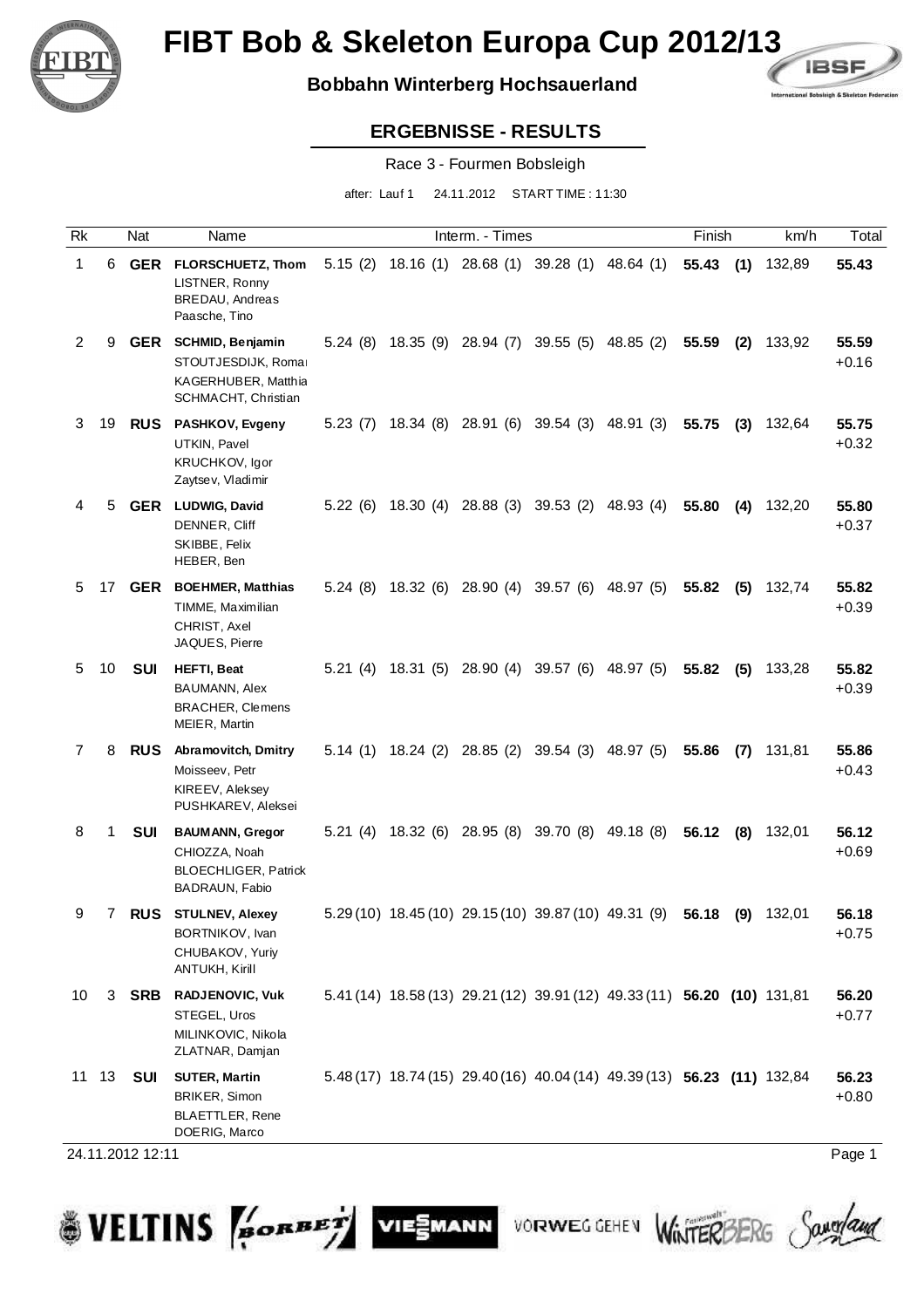# FIBT Bob & Skeleton Europa Cup 2012/13

**Bobbahn Winterberg Hochsauerland**

## ERGEBNISSE - RESULTS

Race 3 - Fourmen Bobsleigh

after: Lauf 1 24.11.2012 START TIME : 11:30

| Rk | | Nat | Name | Interm. - Times | | | | | Finish | | km/h | Total |
|---|---|---|---|---|---|---|---|---|---|---|---|---|
| 1 | 6 | **GER** | **FLORSCHUETZ, Thom**<br>LISTNER, Ronny<br>BREDAU, Andreas<br>Paasche, Tino | 5.15 (2) | 18.16 (1) | 28.68 (1) | 39.28 (1) | 48.64 (1) | **55.43** | **(1)** | 132,89 | **55.43** |
| 2 | 9 | **GER** | **SCHMID, Benjamin**<br>STOUTJESDIJK, Romai<br>KAGERHUBER, Matthia<br>SCHMACHT, Christian | 5.24 (8) | 18.35 (9) | 28.94 (7) | 39.55 (5) | 48.85 (2) | **55.59** | **(2)** | 133,92 | **55.59**<br>+0.16 |
| 3 | 19 | **RUS** | **PASHKOV, Evgeny**<br>UTKIN, Pavel<br>KRUCHKOV, Igor<br>Zaytsev, Vladimir | 5.23 (7) | 18.34 (8) | 28.91 (6) | 39.54 (3) | 48.91 (3) | **55.75** | **(3)** | 132,64 | **55.75**<br>+0.32 |
| 4 | 5 | **GER** | **LUDWIG, David**<br>DENNER, Cliff<br>SKIBBE, Felix<br>HEBER, Ben | 5.22 (6) | 18.30 (4) | 28.88 (3) | 39.53 (2) | 48.93 (4) | **55.80** | **(4)** | 132,20 | **55.80**<br>+0.37 |
| 5 | 17 | **GER** | **BOEHMER, Matthias**<br>TIMME, Maximilian<br>CHRIST, Axel<br>JAQUES, Pierre | 5.24 (8) | 18.32 (6) | 28.90 (4) | 39.57 (6) | 48.97 (5) | **55.82** | **(5)** | 132,74 | **55.82**<br>+0.39 |
| 5 | 10 | **SUI** | **HEFTI, Beat**<br>BAUMANN, Alex<br>BRACHER, Clemens<br>MEIER, Martin | 5.21 (4) | 18.31 (5) | 28.90 (4) | 39.57 (6) | 48.97 (5) | **55.82** | **(5)** | 133,28 | **55.82**<br>+0.39 |
| 7 | 8 | **RUS** | **Abramovitch, Dmitry**<br>Moisseev, Petr<br>KIREEV, Aleksey<br>PUSHKAREV, Aleksei | 5.14 (1) | 18.24 (2) | 28.85 (2) | 39.54 (3) | 48.97 (5) | **55.86** | **(7)** | 131,81 | **55.86**<br>+0.43 |
| 8 | 1 | **SUI** | **BAUMANN, Gregor**<br>CHIOZZA, Noah<br>BLOECHLIGER, Patrick<br>BADRAUN, Fabio | 5.21 (4) | 18.32 (6) | 28.95 (8) | 39.70 (8) | 49.18 (8) | **56.12** | **(8)** | 132,01 | **56.12**<br>+0.69 |
| 9 | 7 | **RUS** | **STULNEV, Alexey**<br>BORTNIKOV, Ivan<br>CHUBAKOV, Yuriy<br>ANTUKH, Kirill | 5.29 (10) | 18.45 (10) | 29.15 (10) | 39.87 (10) | 49.31 (9) | **56.18** | **(9)** | 132,01 | **56.18**<br>+0.75 |
| 10 | 3 | **SRB** | **RADJENOVIC, Vuk**<br>STEGEL, Uros<br>MILINKOVIC, Nikola<br>ZLATNAR, Damjan | 5.41 (14) | 18.58 (13) | 29.21 (12) | 39.91 (12) | 49.33 (11) | **56.20** | **(10)** | 131,81 | **56.20**<br>+0.77 |
| 11 | 13 | **SUI** | **SUTER, Martin**<br>BRIKER, Simon<br>BLAETTLER, Rene<br>DOERIG, Marco | 5.48 (17) | 18.74 (15) | 29.40 (16) | 40.04 (14) | 49.39 (13) | **56.23** | **(11)** | 132,84 | **56.23**<br>+0.80 |

24.11.2012 12:11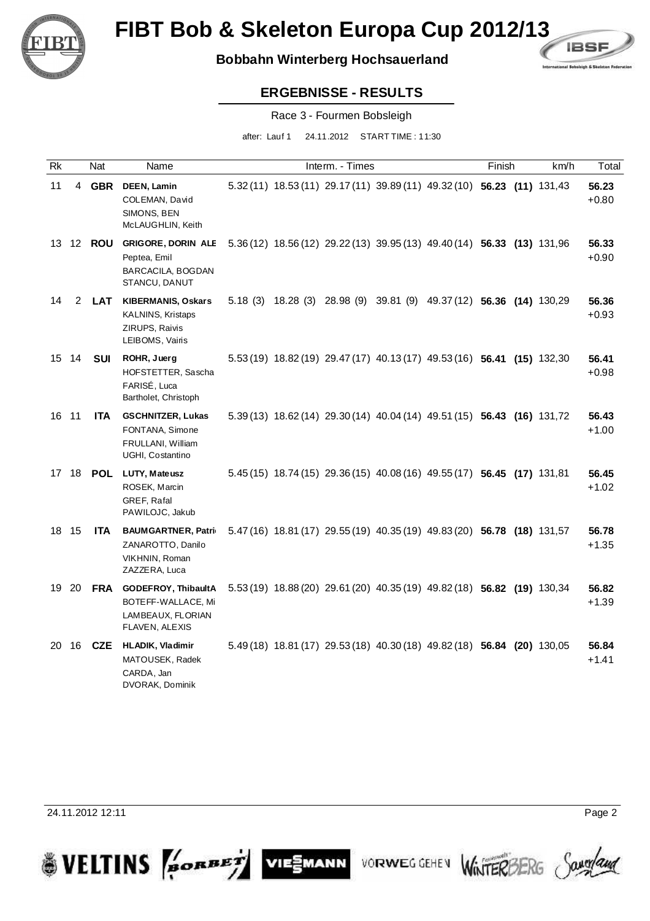# FIBT Bob & Skeleton Europa Cup 2012/13

**Bobbahn Winterberg Hochsauerland**

## ERGEBNISSE - RESULTS

Race 3 - Fourmen Bobsleigh

after: Lauf 1 24.11.2012 START TIME : 11:30

| Rk | | Nat | Name | Interm. - Times | | | | | Finish | | km/h | Total |
|---|---|---|---|---|---|---|---|---|---|---|---|---|
| 11 | 4 | **GBR** | **DEEN, Lamin**<br>COLEMAN, David<br>SIMONS, BEN<br>McLAUGHLIN, Keith | 5.32 (11) | 18.53 (11) | 29.17 (11) | 39.89 (11) | 49.32 (10) | **56.23** | **(11)** | 131,43 | **56.23**<br>+0.80 |
| 13 | 12 | **ROU** | **GRIGORE, DORIN ALE**<br>Peptea, Emil<br>BARCACILA, BOGDAN<br>STANCU, DANUT | 5.36 (12) | 18.56 (12) | 29.22 (13) | 39.95 (13) | 49.40 (14) | **56.33** | **(13)** | 131,96 | **56.33**<br>+0.90 |
| 14 | 2 | **LAT** | **KIBERMANIS, Oskars**<br>KALNINS, Kristaps<br>ZIRUPS, Raivis<br>LEIBOMS, Vairis | 5.18 (3) | 18.28 (3) | 28.98 (9) | 39.81 (9) | 49.37 (12) | **56.36** | **(14)** | 130,29 | **56.36**<br>+0.93 |
| 15 | 14 | **SUI** | **ROHR, Juerg**<br>HOFSTETTER, Sascha<br>FARISÉ, Luca<br>Bartholet, Christoph | 5.53 (19) | 18.82 (19) | 29.47 (17) | 40.13 (17) | 49.53 (16) | **56.41** | **(15)** | 132,30 | **56.41**<br>+0.98 |
| 16 | 11 | **ITA** | **GSCHNITZER, Lukas**<br>FONTANA, Simone<br>FRULLANI, William<br>UGHI, Costantino | 5.39 (13) | 18.62 (14) | 29.30 (14) | 40.04 (14) | 49.51 (15) | **56.43** | **(16)** | 131,72 | **56.43**<br>+1.00 |
| 17 | 18 | **POL** | **LUTY, Mateusz**<br>ROSEK, Marcin<br>GREF, Rafal<br>PAWILOJC, Jakub | 5.45 (15) | 18.74 (15) | 29.36 (15) | 40.08 (16) | 49.55 (17) | **56.45** | **(17)** | 131,81 | **56.45**<br>+1.02 |
| 18 | 15 | **ITA** | **BAUMGARTNER, Patri**<br>ZANAROTTO, Danilo<br>VIKHNIN, Roman<br>ZAZZERA, Luca | 5.47 (16) | 18.81 (17) | 29.55 (19) | 40.35 (19) | 49.83 (20) | **56.78** | **(18)** | 131,57 | **56.78**<br>+1.35 |
| 19 | 20 | **FRA** | **GODEFROY, ThibaultA**<br>BOTEFF-WALLACE, Mi<br>LAMBEAUX, FLORIAN<br>FLAVEN, ALEXIS | 5.53 (19) | 18.88 (20) | 29.61 (20) | 40.35 (19) | 49.82 (18) | **56.82** | **(19)** | 130,34 | **56.82**<br>+1.39 |
| 20 | 16 | **CZE** | **HLADIK, Vladimir**<br>MATOUSEK, Radek<br>CARDA, Jan<br>DVORAK, Dominik | 5.49 (18) | 18.81 (17) | 29.53 (18) | 40.30 (18) | 49.82 (18) | **56.84** | **(20)** | 130,05 | **56.84**<br>+1.41 |

24.11.2012 12:11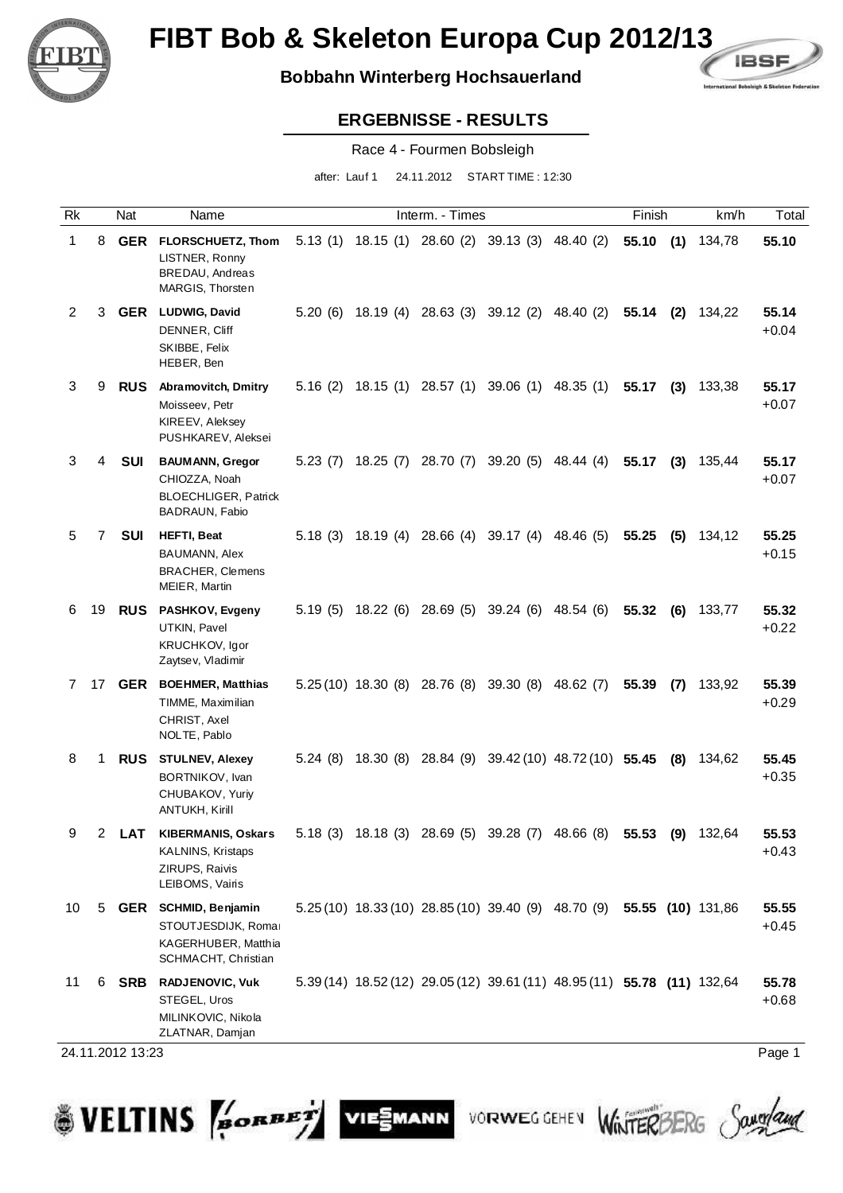# FIBT Bob & Skeleton Europa Cup 2012/13

**Bobbahn Winterberg Hochsauerland**

## ERGEBNISSE - RESULTS

Race 4 - Fourmen Bobsleigh

after: Lauf 1 24.11.2012 START TIME : 12:30

| Rk | | Nat | Name | Interm. - Times | | | | | Finish | | km/h | Total |
|---|---|---|---|---|---|---|---|---|---|---|---|---|
| 1 | 8 | **GER** | **FLORSCHUETZ, Thom**<br>LISTNER, Ronny<br>BREDAU, Andreas<br>MARGIS, Thorsten | 5.13 (1) | 18.15 (1) | 28.60 (2) | 39.13 (3) | 48.40 (2) | **55.10** | **(1)** | 134,78 | **55.10** |
| 2 | 3 | **GER** | **LUDWIG, David**<br>DENNER, Cliff<br>SKIBBE, Felix<br>HEBER, Ben | 5.20 (6) | 18.19 (4) | 28.63 (3) | 39.12 (2) | 48.40 (2) | **55.14** | **(2)** | 134,22 | **55.14**<br>+0.04 |
| 3 | 9 | **RUS** | **Abramovitch, Dmitry**<br>Moisseev, Petr<br>KIREEV, Aleksey<br>PUSHKAREV, Aleksei | 5.16 (2) | 18.15 (1) | 28.57 (1) | 39.06 (1) | 48.35 (1) | **55.17** | **(3)** | 133,38 | **55.17**<br>+0.07 |
| 3 | 4 | **SUI** | **BAUMANN, Gregor**<br>CHIOZZA, Noah<br>BLOECHLIGER, Patrick<br>BADRAUN, Fabio | 5.23 (7) | 18.25 (7) | 28.70 (7) | 39.20 (5) | 48.44 (4) | **55.17** | **(3)** | 135,44 | **55.17**<br>+0.07 |
| 5 | 7 | **SUI** | **HEFTI, Beat**<br>BAUMANN, Alex<br>BRACHER, Clemens<br>MEIER, Martin | 5.18 (3) | 18.19 (4) | 28.66 (4) | 39.17 (4) | 48.46 (5) | **55.25** | **(5)** | 134,12 | **55.25**<br>+0.15 |
| 6 | 19 | **RUS** | **PASHKOV, Evgeny**<br>UTKIN, Pavel<br>KRUCHKOV, Igor<br>Zaytsev, Vladimir | 5.19 (5) | 18.22 (6) | 28.69 (5) | 39.24 (6) | 48.54 (6) | **55.32** | **(6)** | 133,77 | **55.32**<br>+0.22 |
| 7 | 17 | **GER** | **BOEHMER, Matthias**<br>TIMME, Maximilian<br>CHRIST, Axel<br>NOLTE, Pablo | 5.25 (10) | 18.30 (8) | 28.76 (8) | 39.30 (8) | 48.62 (7) | **55.39** | **(7)** | 133,92 | **55.39**<br>+0.29 |
| 8 | 1 | **RUS** | **STULNEV, Alexey**<br>BORTNIKOV, Ivan<br>CHUBAKOV, Yuriy<br>ANTUKH, Kirill | 5.24 (8) | 18.30 (8) | 28.84 (9) | 39.42 (10) | 48.72 (10) | **55.45** | **(8)** | 134,62 | **55.45**<br>+0.35 |
| 9 | 2 | **LAT** | **KIBERMANIS, Oskars**<br>KALNINS, Kristaps<br>ZIRUPS, Raivis<br>LEIBOMS, Vairis | 5.18 (3) | 18.18 (3) | 28.69 (5) | 39.28 (7) | 48.66 (8) | **55.53** | **(9)** | 132,64 | **55.53**<br>+0.43 |
| 10 | 5 | **GER** | **SCHMID, Benjamin**<br>STOUTJESDIJK, Romai<br>KAGERHUBER, Matthia<br>SCHMACHT, Christian | 5.25 (10) | 18.33 (10) | 28.85 (10) | 39.40 (9) | 48.70 (9) | **55.55** | **(10)** | 131,86 | **55.55**<br>+0.45 |
| 11 | 6 | **SRB** | **RADJENOVIC, Vuk**<br>STEGEL, Uros<br>MILINKOVIC, Nikola<br>ZLATNAR, Damjan | 5.39 (14) | 18.52 (12) | 29.05 (12) | 39.61 (11) | 48.95 (11) | **55.78** | **(11)** | 132,64 | **55.78**<br>+0.68 |

24.11.2012 13:23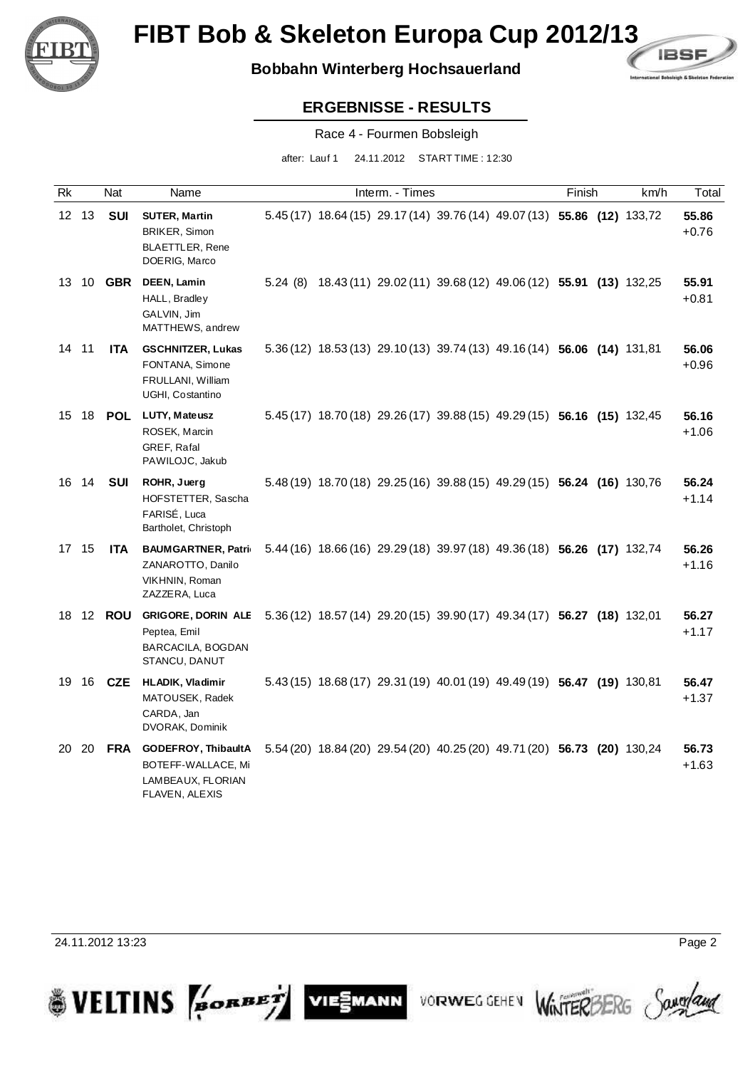# FIBT Bob & Skeleton Europa Cup 2012/13

**Bobbahn Winterberg Hochsauerland**

## ERGEBNISSE - RESULTS

Race 4 - Fourmen Bobsleigh

after: Lauf 1 24.11.2012 START TIME : 12:30

| Rk | | Nat | Name | Interm. - Times | | | | | Finish | km/h | Total |
|---|---|---|---|---|---|---|---|---|---|---|---|
| 12 | 13 | **SUI** | **SUTER, Martin**<br>BRIKER, Simon<br>BLAETTLER, Rene<br>DOERIG, Marco | 5.45 (17) | 18.64 (15) | 29.17 (14) | 39.76 (14) | 49.07 (13) | **55.86 (12)** | 133,72 | **55.86**<br>+0.76 |
| 13 | 10 | **GBR** | **DEEN, Lamin**<br>HALL, Bradley<br>GALVIN, Jim<br>MATTHEWS, andrew | 5.24 (8) | 18.43 (11) | 29.02 (11) | 39.68 (12) | 49.06 (12) | **55.91 (13)** | 132,25 | **55.91**<br>+0.81 |
| 14 | 11 | **ITA** | **GSCHNITZER, Lukas**<br>FONTANA, Simone<br>FRULLANI, William<br>UGHI, Costantino | 5.36 (12) | 18.53 (13) | 29.10 (13) | 39.74 (13) | 49.16 (14) | **56.06 (14)** | 131,81 | **56.06**<br>+0.96 |
| 15 | 18 | **POL** | **LUTY, Mateusz**<br>ROSEK, Marcin<br>GREF, Rafal<br>PAWILOJC, Jakub | 5.45 (17) | 18.70 (18) | 29.26 (17) | 39.88 (15) | 49.29 (15) | **56.16 (15)** | 132,45 | **56.16**<br>+1.06 |
| 16 | 14 | **SUI** | **ROHR, Juerg**<br>HOFSTETTER, Sascha<br>FARISÉ, Luca<br>Bartholet, Christoph | 5.48 (19) | 18.70 (18) | 29.25 (16) | 39.88 (15) | 49.29 (15) | **56.24 (16)** | 130,76 | **56.24**<br>+1.14 |
| 17 | 15 | **ITA** | **BAUMGARTNER, Patri**<br>ZANAROTTO, Danilo<br>VIKHNIN, Roman<br>ZAZZERA, Luca | 5.44 (16) | 18.66 (16) | 29.29 (18) | 39.97 (18) | 49.36 (18) | **56.26 (17)** | 132,74 | **56.26**<br>+1.16 |
| 18 | 12 | **ROU** | **GRIGORE, DORIN ALE**<br>Peptea, Emil<br>BARCACILA, BOGDAN<br>STANCU, DANUT | 5.36 (12) | 18.57 (14) | 29.20 (15) | 39.90 (17) | 49.34 (17) | **56.27 (18)** | 132,01 | **56.27**<br>+1.17 |
| 19 | 16 | **CZE** | **HLADIK, Vladimir**<br>MATOUSEK, Radek<br>CARDA, Jan<br>DVORAK, Dominik | 5.43 (15) | 18.68 (17) | 29.31 (19) | 40.01 (19) | 49.49 (19) | **56.47 (19)** | 130,81 | **56.47**<br>+1.37 |
| 20 | 20 | **FRA** | **GODEFROY, ThibaultA**<br>BOTEFF-WALLACE, Mi<br>LAMBEAUX, FLORIAN<br>FLAVEN, ALEXIS | 5.54 (20) | 18.84 (20) | 29.54 (20) | 40.25 (20) | 49.71 (20) | **56.73 (20)** | 130,24 | **56.73**<br>+1.63 |

24.11.2012 13:23

VELTINS · BORBET · VIESSMANN · VORWEG GEHEN · WINTERBERG · Sauerland